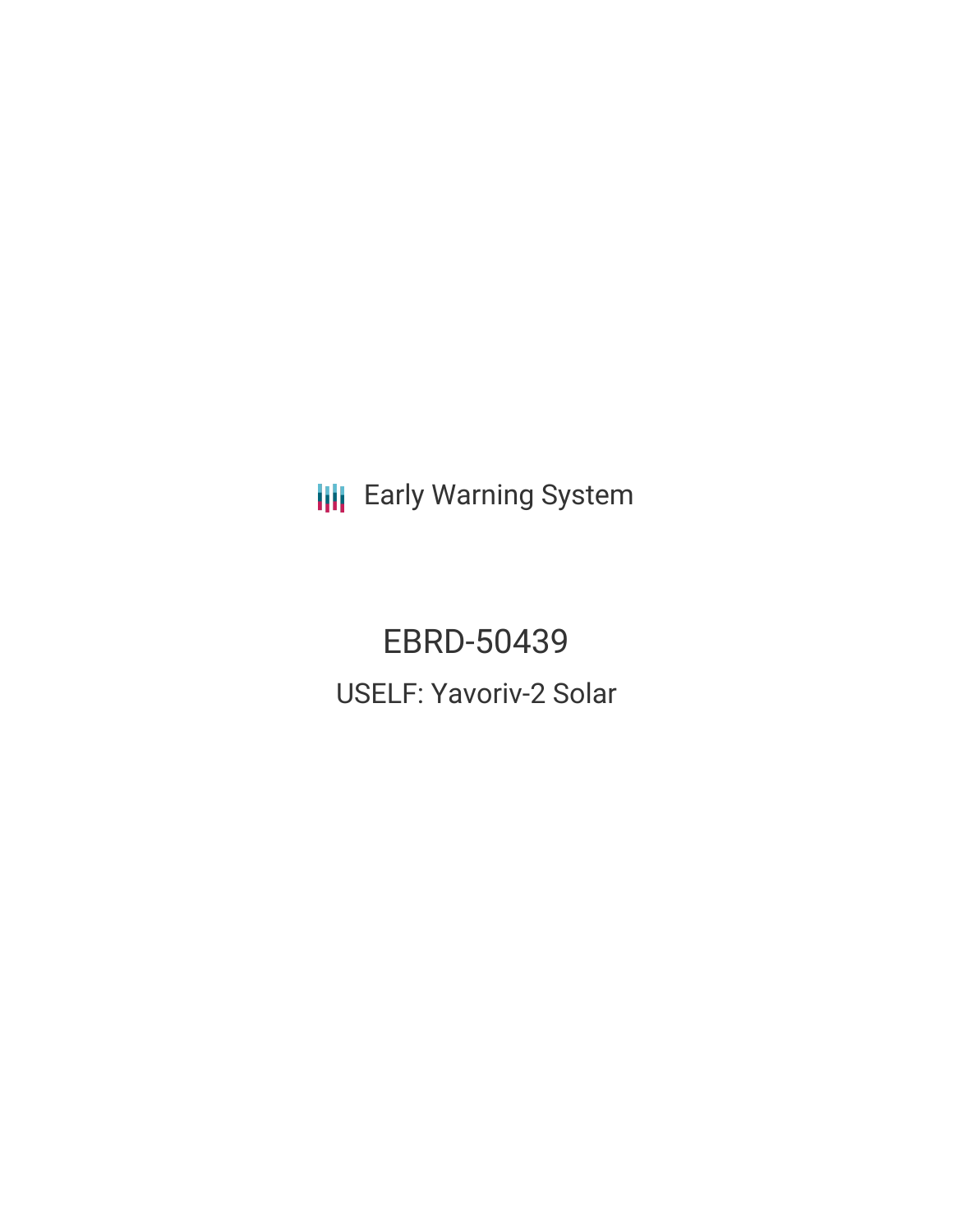Early Warning System

# EBRD-50439

## USELF: Yavoriv-2 Solar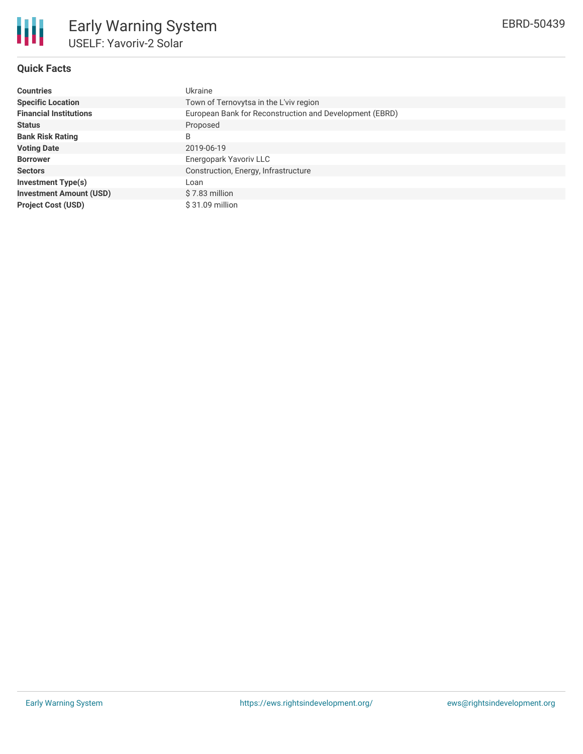# Early Warning System

## USELF: Yavoriv-2 Solar

EBRD-50439

### Quick Facts

| | |
|---|---|
| **Countries** | Ukraine |
| **Specific Location** | Town of Ternovytsa in the L'viv region |
| **Financial Institutions** | European Bank for Reconstruction and Development (EBRD) |
| **Status** | Proposed |
| **Bank Risk Rating** | B |
| **Voting Date** | 2019-06-19 |
| **Borrower** | Energopark Yavoriv LLC |
| **Sectors** | Construction, Energy, Infrastructure |
| **Investment Type(s)** | Loan |
| **Investment Amount (USD)** | $ 7.83 million |
| **Project Cost (USD)** | $ 31.09 million |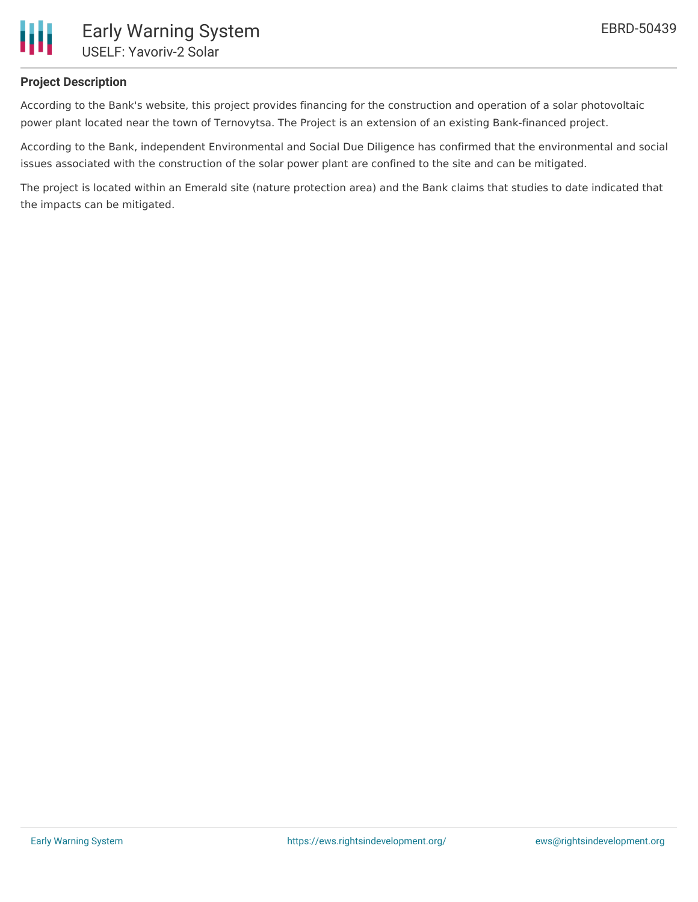## Project Description

According to the Bank's website, this project provides financing for the construction and operation of a solar photovoltaic power plant located near the town of Ternovytsa. The Project is an extension of an existing Bank-financed project.

According to the Bank, independent Environmental and Social Due Diligence has confirmed that the environmental and social issues associated with the construction of the solar power plant are confined to the site and can be mitigated.

The project is located within an Emerald site (nature protection area) and the Bank claims that studies to date indicated that the impacts can be mitigated.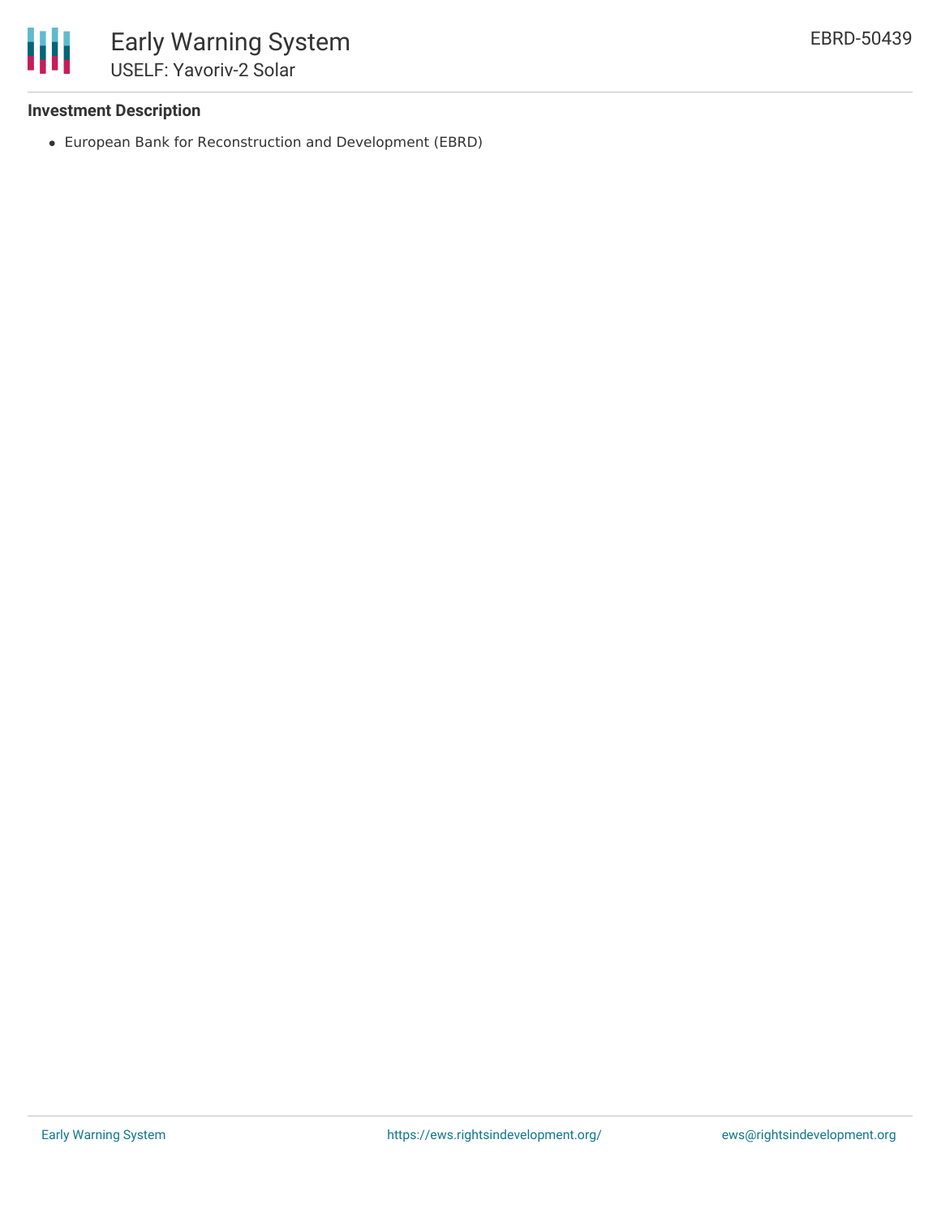# Early Warning System

## USELF: Yavoriv-2 Solar

EBRD-50439

### Investment Description

- European Bank for Reconstruction and Development (EBRD)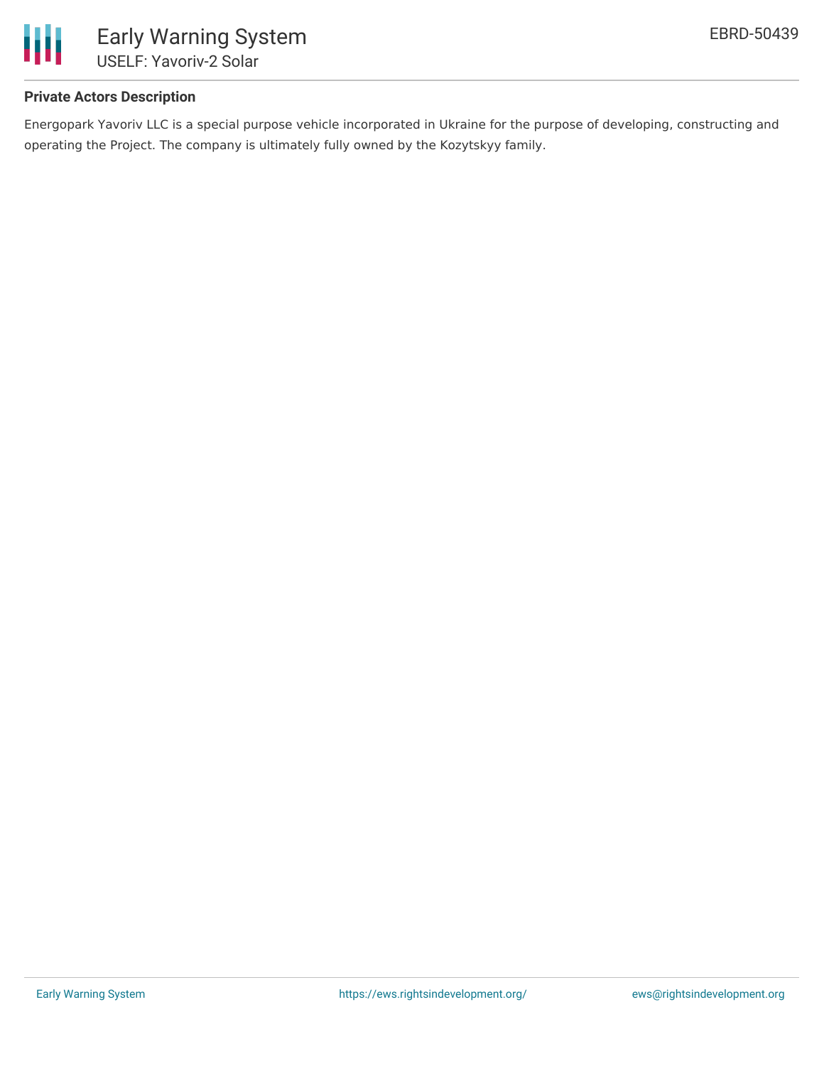### Private Actors Description

Energopark Yavoriv LLC is a special purpose vehicle incorporated in Ukraine for the purpose of developing, constructing and operating the Project. The company is ultimately fully owned by the Kozytskyy family.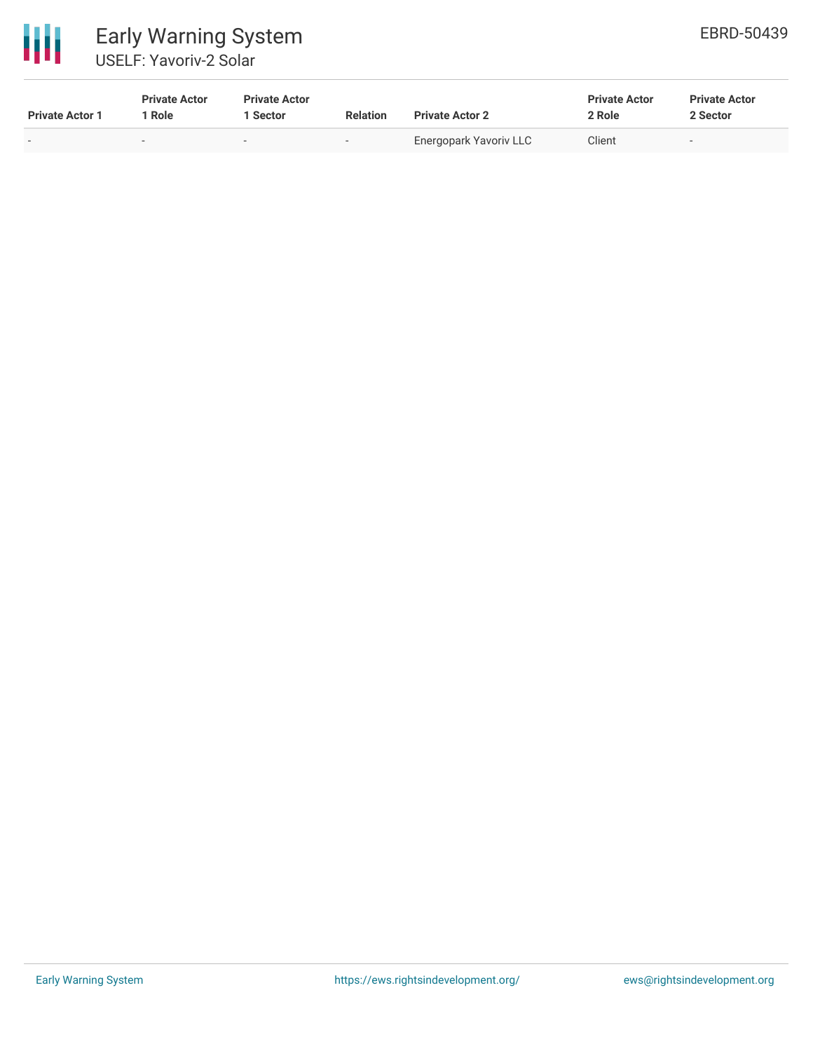| Private Actor 1 | Private Actor 1 Role | Private Actor 1 Sector | Relation | Private Actor 2 | Private Actor 2 Role | Private Actor 2 Sector |
|---|---|---|---|---|---|---|
| - | - | - | - | Energopark Yavoriv LLC | Client | - |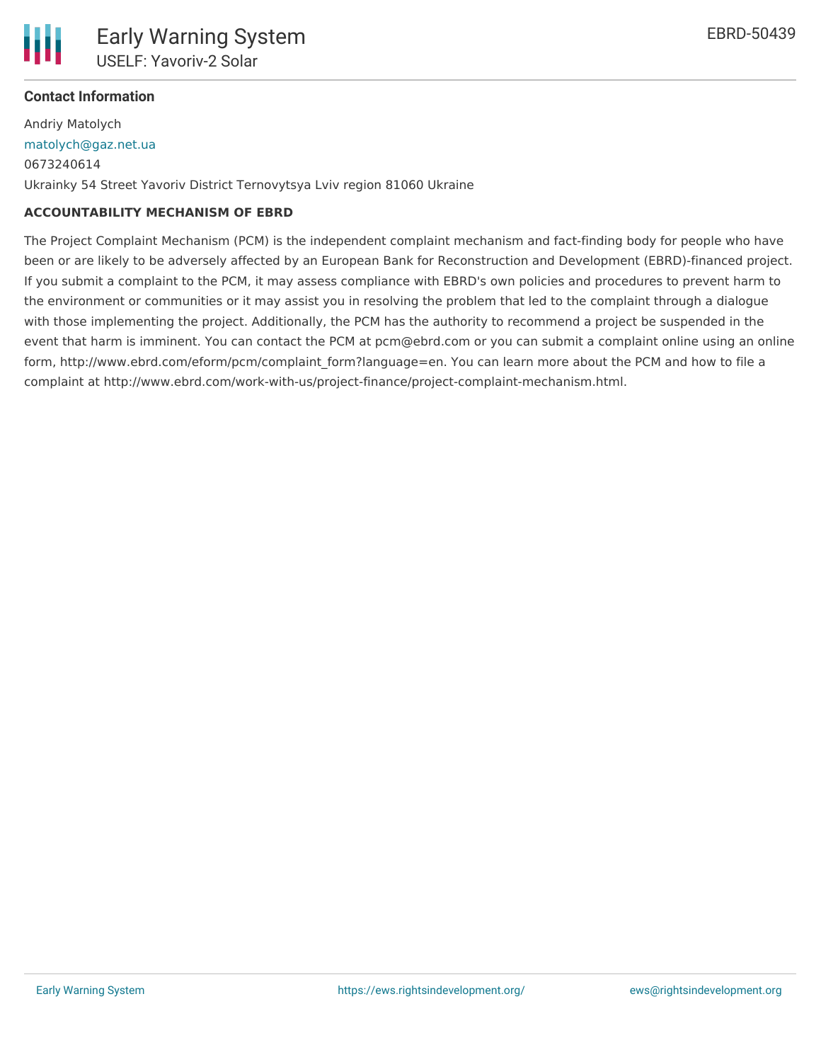### Contact Information

Andriy Matolych
matolych@gaz.net.ua
0673240614
Ukrainky 54 Street Yavoriv District Ternovytsya Lviv region 81060 Ukraine

**ACCOUNTABILITY MECHANISM OF EBRD**

The Project Complaint Mechanism (PCM) is the independent complaint mechanism and fact-finding body for people who have been or are likely to be adversely affected by an European Bank for Reconstruction and Development (EBRD)-financed project. If you submit a complaint to the PCM, it may assess compliance with EBRD's own policies and procedures to prevent harm to the environment or communities or it may assist you in resolving the problem that led to the complaint through a dialogue with those implementing the project. Additionally, the PCM has the authority to recommend a project be suspended in the event that harm is imminent. You can contact the PCM at pcm@ebrd.com or you can submit a complaint online using an online form, http://www.ebrd.com/eform/pcm/complaint_form?language=en. You can learn more about the PCM and how to file a complaint at http://www.ebrd.com/work-with-us/project-finance/project-complaint-mechanism.html.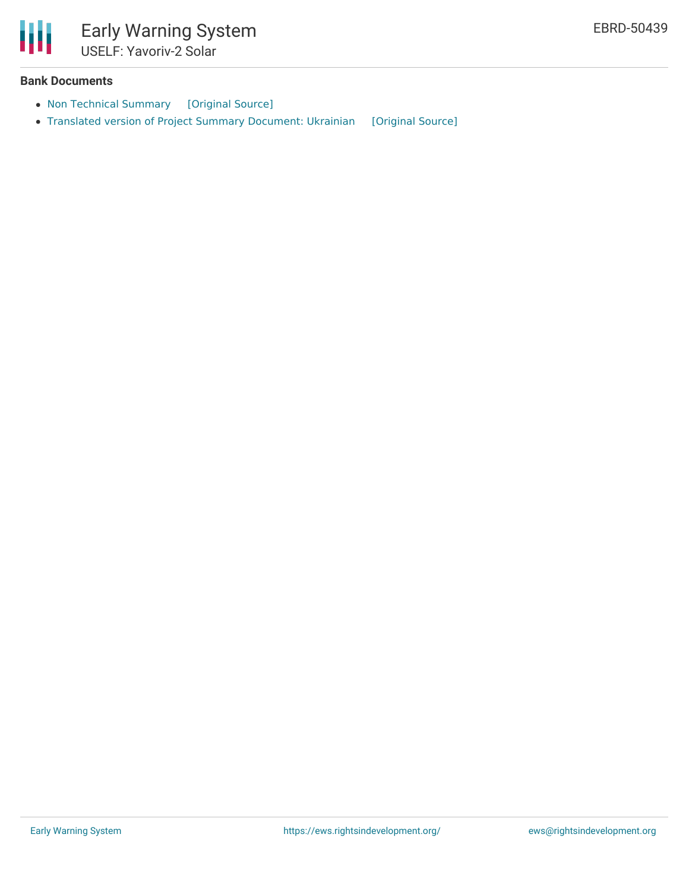### Bank Documents

- Non Technical Summary [Original Source]
- Translated version of Project Summary Document: Ukrainian [Original Source]